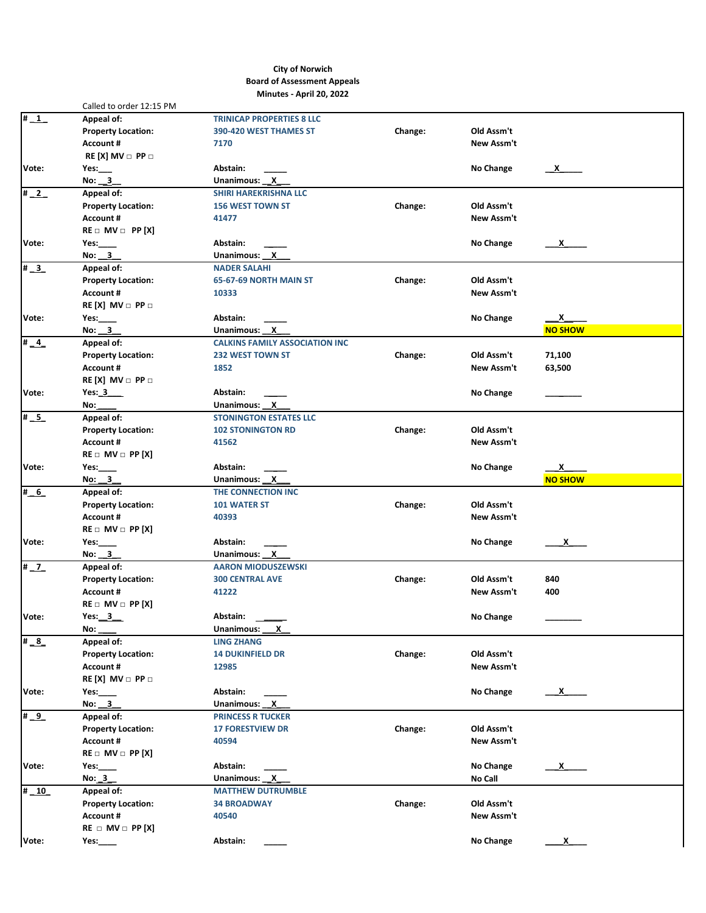**City of Norwich**
**Board of Assessment Appeals**
**Minutes - April 20, 2022**

Called to order 12:15 PM

| # | | | | | |
|---|---|---|---|---|---|
| # 1 | Appeal of: | TRINICAP PROPERTIES 8 LLC | | | |
| | Property Location: | 390-420 WEST THAMES ST | Change: | Old Assm't | |
| | Account # | 7170 | | New Assm't | |
| | RE [X] MV □ PP □ | | | | |
| Vote: | Yes:___ | Abstain: _____ | | No Change | X |
| | No: 3 | Unanimous: X | | | |
| # 2 | Appeal of: | SHIRI HAREKRISHNA LLC | | | |
| | Property Location: | 156 WEST TOWN ST | Change: | Old Assm't | |
| | Account # | 41477 | | New Assm't | |
| | RE □ MV □ PP [X] | | | | |
| Vote: | Yes:____ | Abstain: _____ | | No Change | X |
| | No: 3 | Unanimous: X | | | |
| # 3 | Appeal of: | NADER SALAHI | | | |
| | Property Location: | 65-67-69 NORTH MAIN ST | Change: | Old Assm't | |
| | Account # | 10333 | | New Assm't | |
| | RE [X] MV □ PP □ | | | | |
| Vote: | Yes:____ | Abstain: _____ | | No Change | X |
| | No: 3 | Unanimous: X | | | NO SHOW |
| # 4 | Appeal of: | CALKINS FAMILY ASSOCIATION INC | | | |
| | Property Location: | 232 WEST TOWN ST | Change: | Old Assm't | 71,100 |
| | Account # | 1852 | | New Assm't | 63,500 |
| | RE [X] MV □ PP □ | | | | |
| Vote: | Yes: 3 | Abstain: _____ | | No Change | ________ |
| | No:____ | Unanimous: X | | | |
| # 5 | Appeal of: | STONINGTON ESTATES LLC | | | |
| | Property Location: | 102 STONINGTON RD | Change: | Old Assm't | |
| | Account # | 41562 | | New Assm't | |
| | RE □ MV □ PP [X] | | | | |
| Vote: | Yes:____ | Abstain: _____ | | No Change | X |
| | No: 3 | Unanimous: X | | | NO SHOW |
| # 6 | Appeal of: | THE CONNECTION INC | | | |
| | Property Location: | 101 WATER ST | Change: | Old Assm't | |
| | Account # | 40393 | | New Assm't | |
| | RE □ MV □ PP [X] | | | | |
| Vote: | Yes:____ | Abstain: _____ | | No Change | X |
| | No: 3 | Unanimous: X | | | |
| # 7 | Appeal of: | AARON MIODUSZEWSKI | | | |
| | Property Location: | 300 CENTRAL AVE | Change: | Old Assm't | 840 |
| | Account # | 41222 | | New Assm't | 400 |
| | RE □ MV □ PP [X] | | | | |
| Vote: | Yes: 3 | Abstain: _____ | | No Change | ________ |
| | No: ____ | Unanimous: X | | | |
| # 8 | Appeal of: | LING ZHANG | | | |
| | Property Location: | 14 DUKINFIELD DR | Change: | Old Assm't | |
| | Account # | 12985 | | New Assm't | |
| | RE [X] MV □ PP □ | | | | |
| Vote: | Yes:____ | Abstain: _____ | | No Change | X |
| | No: 3 | Unanimous: X | | | |
| # 9 | Appeal of: | PRINCESS R TUCKER | | | |
| | Property Location: | 17 FORESTVIEW DR | Change: | Old Assm't | |
| | Account # | 40594 | | New Assm't | |
| | RE □ MV □ PP [X] | | | | |
| Vote: | Yes:____ | Abstain: _____ | | No Change | X |
| | No: 3 | Unanimous: X | | No Call | |
| # 10 | Appeal of: | MATTHEW DUTRUMBLE | | | |
| | Property Location: | 34 BROADWAY | Change: | Old Assm't | |
| | Account # | 40540 | | New Assm't | |
| | RE □ MV □ PP [X] | | | | |
| Vote: | Yes:____ | Abstain: _____ | | No Change | X |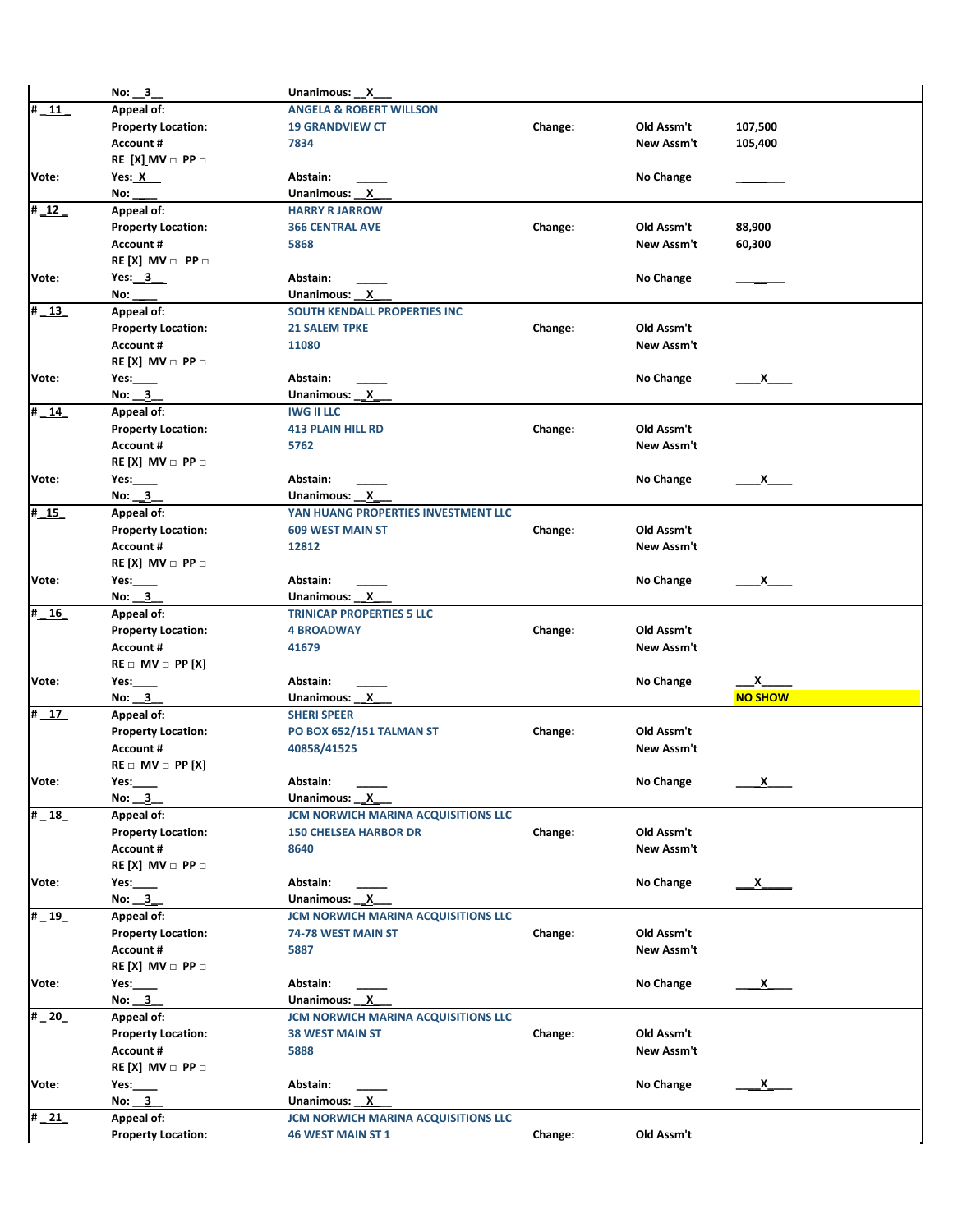| | | | | | |
|---|---|---|---|---|---|
| | No: __3__ | Unanimous: __X__ | | | |
| # _11_ | Appeal of: | ANGELA & ROBERT WILLSON | | | |
| | Property Location: | 19 GRANDVIEW CT | Change: | Old Assm't | 107,500 |
| | Account # | 7834 | | New Assm't | 105,400 |
| | RE [X] MV □ PP □ | | | | |
| Vote: | Yes: X | Abstain: _____ | | No Change | ________ |
| | No: ____ | Unanimous: __X__ | | | |
| # _12_ | Appeal of: | HARRY R JARROW | | | |
| | Property Location: | 366 CENTRAL AVE | Change: | Old Assm't | 88,900 |
| | Account # | 5868 | | New Assm't | 60,300 |
| | RE [X] MV □ PP □ | | | | |
| Vote: | Yes: __3__ | Abstain: _____ | | No Change | ________ |
| | No: ____ | Unanimous: __X__ | | | |
| # _13_ | Appeal of: | SOUTH KENDALL PROPERTIES INC | | | |
| | Property Location: | 21 SALEM TPKE | Change: | Old Assm't | |
| | Account # | 11080 | | New Assm't | |
| | RE [X] MV □ PP □ | | | | |
| Vote: | Yes: ____ | Abstain: _____ | | No Change | ____X____ |
| | No: __3__ | Unanimous: __X__ | | | |
| # _14_ | Appeal of: | IWG II LLC | | | |
| | Property Location: | 413 PLAIN HILL RD | Change: | Old Assm't | |
| | Account # | 5762 | | New Assm't | |
| | RE [X] MV □ PP □ | | | | |
| Vote: | Yes: ____ | Abstain: _____ | | No Change | ____X____ |
| | No: __3__ | Unanimous: __X__ | | | |
| # _15_ | Appeal of: | YAN HUANG PROPERTIES INVESTMENT LLC | | | |
| | Property Location: | 609 WEST MAIN ST | Change: | Old Assm't | |
| | Account # | 12812 | | New Assm't | |
| | RE [X] MV □ PP □ | | | | |
| Vote: | Yes: ____ | Abstain: _____ | | No Change | ____X____ |
| | No: __3__ | Unanimous: __X__ | | | |
| # _16_ | Appeal of: | TRINICAP PROPERTIES 5 LLC | | | |
| | Property Location: | 4 BROADWAY | Change: | Old Assm't | |
| | Account # | 41679 | | New Assm't | |
| | RE □ MV □ PP [X] | | | | |
| Vote: | Yes: ____ | Abstain: _____ | | No Change | ___X____ |
| | No: __3__ | Unanimous: __X__ | | | NO SHOW |
| # _17_ | Appeal of: | SHERI SPEER | | | |
| | Property Location: | PO BOX 652/151 TALMAN ST | Change: | Old Assm't | |
| | Account # | 40858/41525 | | New Assm't | |
| | RE □ MV □ PP [X] | | | | |
| Vote: | Yes: ____ | Abstain: _____ | | No Change | ____X____ |
| | No: __3__ | Unanimous: __X__ | | | |
| # _18_ | Appeal of: | JCM NORWICH MARINA ACQUISITIONS LLC | | | |
| | Property Location: | 150 CHELSEA HARBOR DR | Change: | Old Assm't | |
| | Account # | 8640 | | New Assm't | |
| | RE [X] MV □ PP □ | | | | |
| Vote: | Yes: ____ | Abstain: _____ | | No Change | ___X_____ |
| | No: __3__ | Unanimous: __X__ | | | |
| # _19_ | Appeal of: | JCM NORWICH MARINA ACQUISITIONS LLC | | | |
| | Property Location: | 74-78 WEST MAIN ST | Change: | Old Assm't | |
| | Account # | 5887 | | New Assm't | |
| | RE [X] MV □ PP □ | | | | |
| Vote: | Yes: ____ | Abstain: _____ | | No Change | ____X____ |
| | No: __3__ | Unanimous: __X__ | | | |
| # _20_ | Appeal of: | JCM NORWICH MARINA ACQUISITIONS LLC | | | |
| | Property Location: | 38 WEST MAIN ST | Change: | Old Assm't | |
| | Account # | 5888 | | New Assm't | |
| | RE [X] MV □ PP □ | | | | |
| Vote: | Yes: ____ | Abstain: _____ | | No Change | ____X____ |
| | No: __3__ | Unanimous: __X__ | | | |
| # _21_ | Appeal of: | JCM NORWICH MARINA ACQUISITIONS LLC | | | |
| | Property Location: | 46 WEST MAIN ST 1 | Change: | Old Assm't | |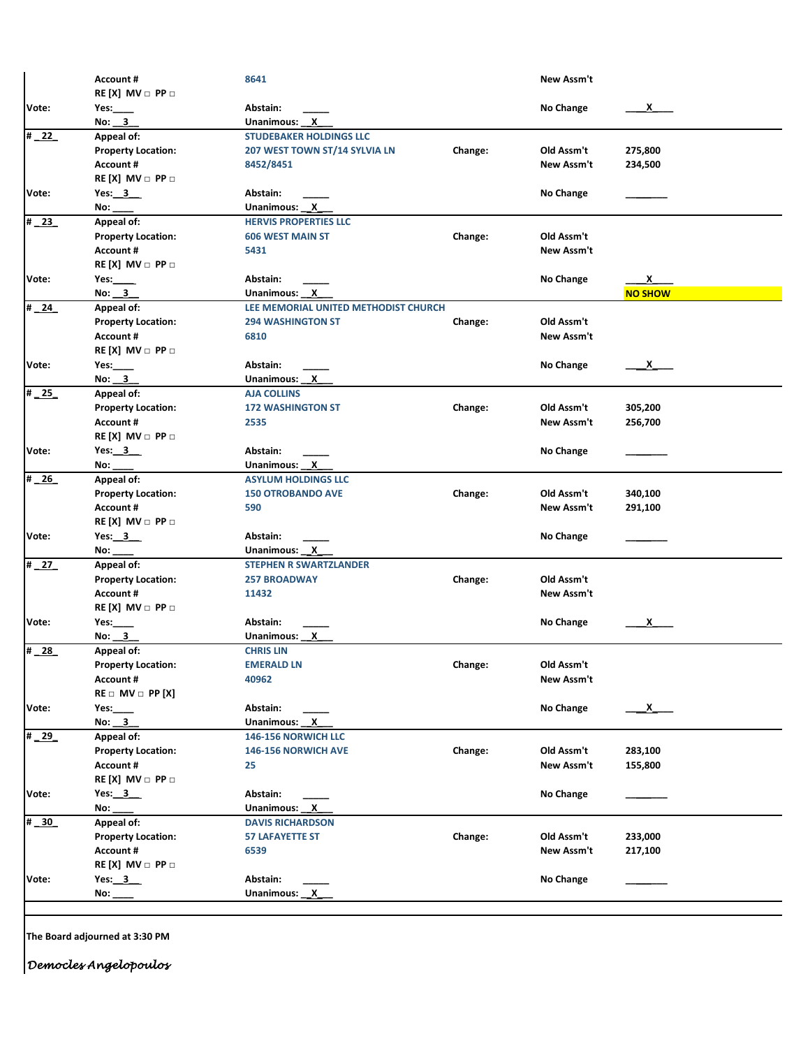| | | | | | |
|---|---|---|---|---|---|
| | Account # | 8641 | | New Assm't | |
| | RE [X] MV □ PP □ | | | | |
| Vote: | Yes:____ | Abstain: _____ | | No Change | ____X____ |
| | No: __3__ | Unanimous: __X__ | | | |
| # _22_ | Appeal of: | STUDEBAKER HOLDINGS LLC | | | |
| | Property Location: | 207 WEST TOWN ST/14 SYLVIA LN | Change: | Old Assm't | 275,800 |
| | Account # | 8452/8451 | | New Assm't | 234,500 |
| | RE [X] MV □ PP □ | | | | |
| Vote: | Yes: __3__ | Abstain: _____ | | No Change | ________ |
| | No: ____ | Unanimous: __X__ | | | |
| # _23_ | Appeal of: | HERVIS PROPERTIES LLC | | | |
| | Property Location: | 606 WEST MAIN ST | Change: | Old Assm't | |
| | Account # | 5431 | | New Assm't | |
| | RE [X] MV □ PP □ | | | | |
| Vote: | Yes:____ | Abstain: _____ | | No Change | ____X____ |
| | No: __3__ | Unanimous: __X__ | | | NO SHOW |
| # _24_ | Appeal of: | LEE MEMORIAL UNITED METHODIST CHURCH | | | |
| | Property Location: | 294 WASHINGTON ST | Change: | Old Assm't | |
| | Account # | 6810 | | New Assm't | |
| | RE [X] MV □ PP □ | | | | |
| Vote: | Yes:____ | Abstain: _____ | | No Change | ____X____ |
| | No: __3__ | Unanimous: __X__ | | | |
| # _25_ | Appeal of: | AJA COLLINS | | | |
| | Property Location: | 172 WASHINGTON ST | Change: | Old Assm't | 305,200 |
| | Account # | 2535 | | New Assm't | 256,700 |
| | RE [X] MV □ PP □ | | | | |
| Vote: | Yes: __3__ | Abstain: _____ | | No Change | ________ |
| | No: ____ | Unanimous: __X__ | | | |
| # _26_ | Appeal of: | ASYLUM HOLDINGS LLC | | | |
| | Property Location: | 150 OTROBANDO AVE | Change: | Old Assm't | 340,100 |
| | Account # | 590 | | New Assm't | 291,100 |
| | RE [X] MV □ PP □ | | | | |
| Vote: | Yes: __3__ | Abstain: _____ | | No Change | ________ |
| | No: ____ | Unanimous: __X__ | | | |
| # _27_ | Appeal of: | STEPHEN R SWARTZLANDER | | | |
| | Property Location: | 257 BROADWAY | Change: | Old Assm't | |
| | Account # | 11432 | | New Assm't | |
| | RE [X] MV □ PP □ | | | | |
| Vote: | Yes:____ | Abstain: _____ | | No Change | ____X____ |
| | No: __3__ | Unanimous: __X__ | | | |
| # _28_ | Appeal of: | CHRIS LIN | | | |
| | Property Location: | EMERALD LN | Change: | Old Assm't | |
| | Account # | 40962 | | New Assm't | |
| | RE □ MV □ PP [X] | | | | |
| Vote: | Yes:____ | Abstain: _____ | | No Change | ____X____ |
| | No: __3__ | Unanimous: __X__ | | | |
| # _29_ | Appeal of: | 146-156 NORWICH LLC | | | |
| | Property Location: | 146-156 NORWICH AVE | Change: | Old Assm't | 283,100 |
| | Account # | 25 | | New Assm't | 155,800 |
| | RE [X] MV □ PP □ | | | | |
| Vote: | Yes: __3__ | Abstain: _____ | | No Change | ________ |
| | No: ____ | Unanimous: __X__ | | | |
| # _30_ | Appeal of: | DAVIS RICHARDSON | | | |
| | Property Location: | 57 LAFAYETTE ST | Change: | Old Assm't | 233,000 |
| | Account # | 6539 | | New Assm't | 217,100 |
| | RE [X] MV □ PP □ | | | | |
| Vote: | Yes: __3__ | Abstain: _____ | | No Change | ________ |
| | No: ____ | Unanimous: __X__ | | | |

**The Board adjourned at 3:30 PM**

*Democles Angelopoulos*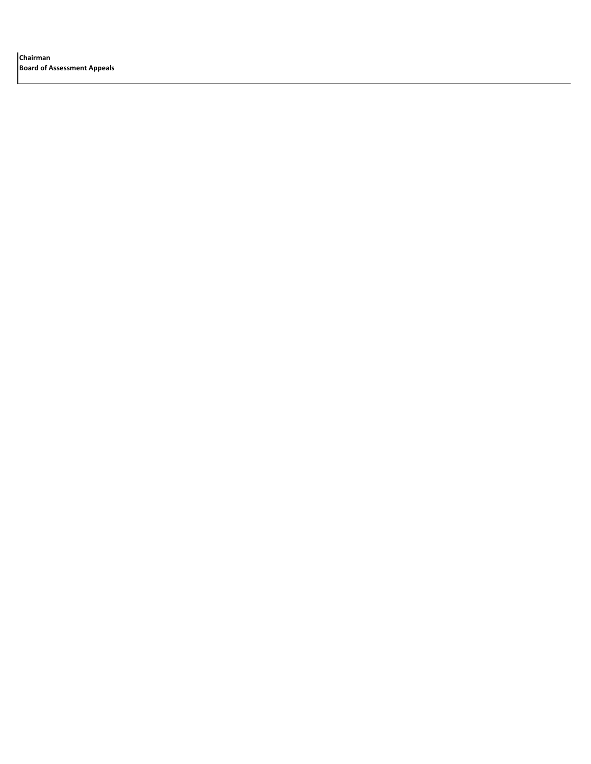**Chairman**
**Board of Assessment Appeals**